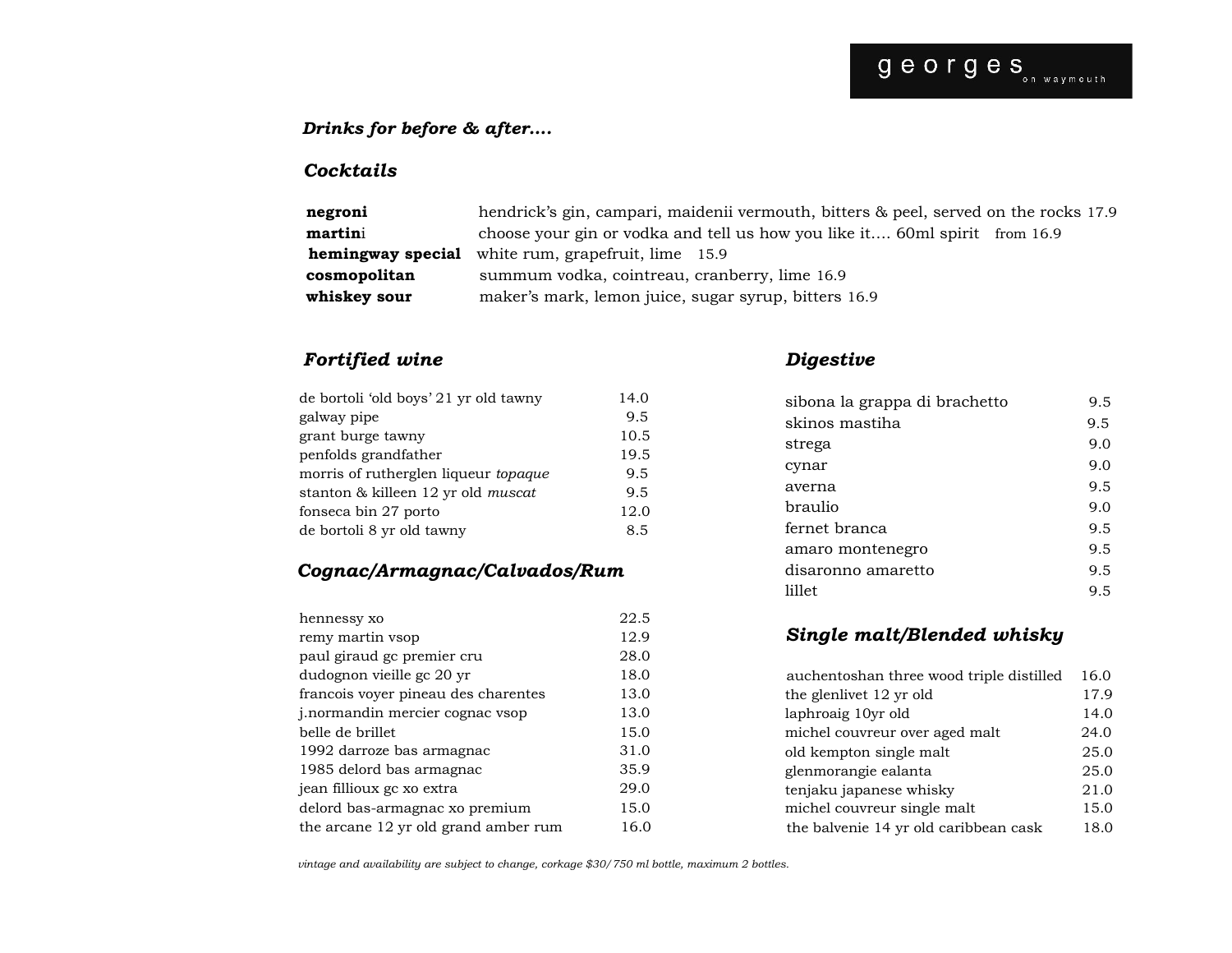georges on waymouth

## *Drinks for before & after....*

### *Cocktails*

| | | |
|---|---|---|
| **negroni** | hendrick's gin, campari, maidenii vermouth, bitters & peel, served on the rocks | 17.9 |
| **martin**i | choose your gin or vodka and tell us how you like it.... 60ml spirit | from 16.9 |
| **hemingway special** | white rum, grapefruit, lime | 15.9 |
| **cosmopolitan** | summum vodka, cointreau, cranberry, lime | 16.9 |
| **whiskey sour** | maker's mark, lemon juice, sugar syrup, bitters | 16.9 |

### *Fortified wine*

| | |
|---|---|
| de bortoli 'old boys' 21 yr old tawny | 14.0 |
| galway pipe | 9.5 |
| grant burge tawny | 10.5 |
| penfolds grandfather | 19.5 |
| morris of rutherglen liqueur *topaque* | 9.5 |
| stanton & killeen 12 yr old *muscat* | 9.5 |
| fonseca bin 27 porto | 12.0 |
| de bortoli 8 yr old tawny | 8.5 |

### *Cognac/Armagnac/Calvados/Rum*

| | |
|---|---|
| hennessy xo | 22.5 |
| remy martin vsop | 12.9 |
| paul giraud gc premier cru | 28.0 |
| dudognon vieille gc 20 yr | 18.0 |
| francois voyer pineau des charentes | 13.0 |
| j.normandin mercier cognac vsop | 13.0 |
| belle de brillet | 15.0 |
| 1992 darroze bas armagnac | 31.0 |
| 1985 delord bas armagnac | 35.9 |
| jean fillioux gc xo extra | 29.0 |
| delord bas-armagnac xo premium | 15.0 |
| the arcane 12 yr old grand amber rum | 16.0 |

### *Digestive*

| | |
|---|---|
| sibona la grappa di brachetto | 9.5 |
| skinos mastiha | 9.5 |
| strega | 9.0 |
| cynar | 9.0 |
| averna | 9.5 |
| braulio | 9.0 |
| fernet branca | 9.5 |
| amaro montenegro | 9.5 |
| disaronno amaretto | 9.5 |
| lillet | 9.5 |

### *Single malt/Blended whisky*

| | |
|---|---|
| auchentoshan three wood triple distilled | 16.0 |
| the glenlivet 12 yr old | 17.9 |
| laphroaig 10yr old | 14.0 |
| michel couvreur over aged malt | 24.0 |
| old kempton single malt | 25.0 |
| glenmorangie ealanta | 25.0 |
| tenjaku japanese whisky | 21.0 |
| michel couvreur single malt | 15.0 |
| the balvenie 14 yr old caribbean cask | 18.0 |

*vintage and availability are subject to change, corkage $30/ 750 ml bottle, maximum 2 bottles.*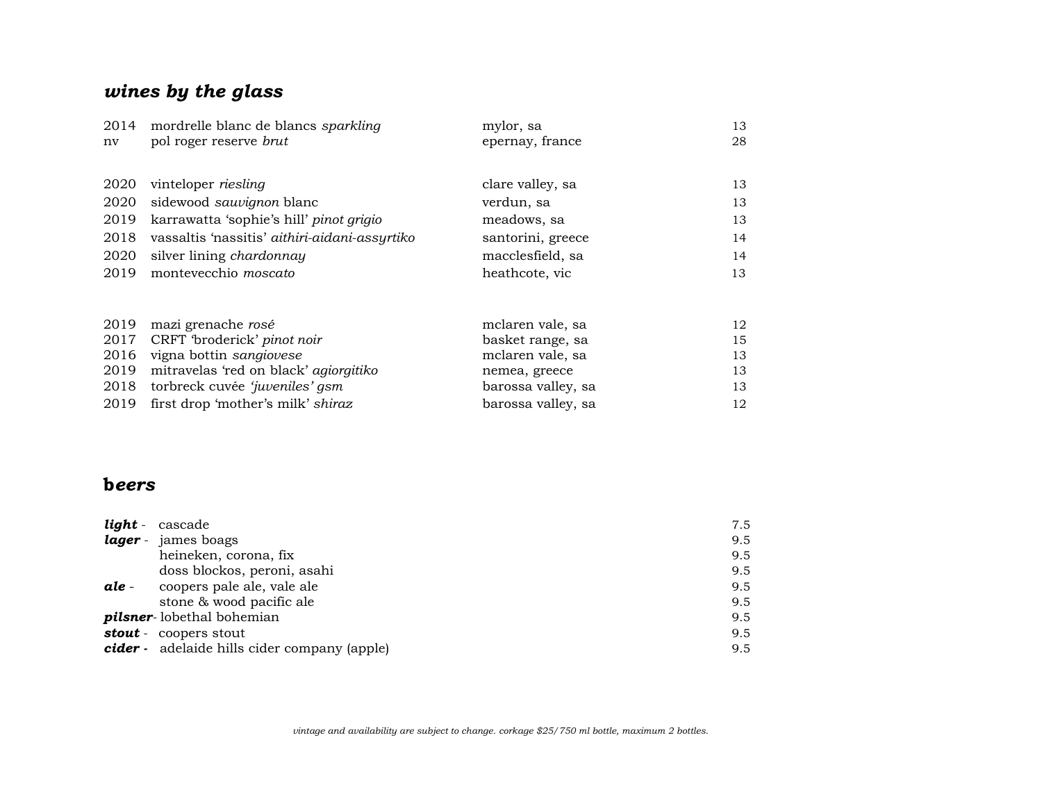## *wines by the glass*

| | | | |
|---|---|---|---|
| 2014 | mordrelle blanc de blancs *sparkling* | mylor, sa | 13 |
| nv | pol roger reserve *brut* | epernay, france | 28 |
| | | | |
| 2020 | vinteloper *riesling* | clare valley, sa | 13 |
| 2020 | sidewood *sauvignon* blanc | verdun, sa | 13 |
| 2019 | karrawatta 'sophie's hill' *pinot grigio* | meadows, sa | 13 |
| 2018 | vassaltis 'nassitis' *aithiri-aidani-assyrtiko* | santorini, greece | 14 |
| 2020 | silver lining *chardonnay* | macclesfield, sa | 14 |
| 2019 | montevecchio *moscato* | heathcote, vic | 13 |
| | | | |
| 2019 | mazi grenache *rosé* | mclaren vale, sa | 12 |
| 2017 | CRFT 'broderick' *pinot noir* | basket range, sa | 15 |
| 2016 | vigna bottin *sangiovese* | mclaren vale, sa | 13 |
| 2019 | mitravelas 'red on black' *agiorgitiko* | nemea, greece | 13 |
| 2018 | torbreck cuvée *'juveniles' gsm* | barossa valley, sa | 13 |
| 2019 | first drop 'mother's milk' *shiraz* | barossa valley, sa | 12 |

## *beers*

| | | |
|---|---|---|
| ***light*** - | cascade | 7.5 |
| ***lager*** - | james boags | 9.5 |
| | heineken, corona, fix | 9.5 |
| | doss blockos, peroni, asahi | 9.5 |
| ***ale*** - | coopers pale ale, vale ale | 9.5 |
| | stone & wood pacific ale | 9.5 |
| ***pilsner***- | lobethal bohemian | 9.5 |
| ***stout*** - | coopers stout | 9.5 |
| ***cider -*** | adelaide hills cider company (apple) | 9.5 |

*vintage and availability are subject to change. corkage $25/ 750 ml bottle, maximum 2 bottles.*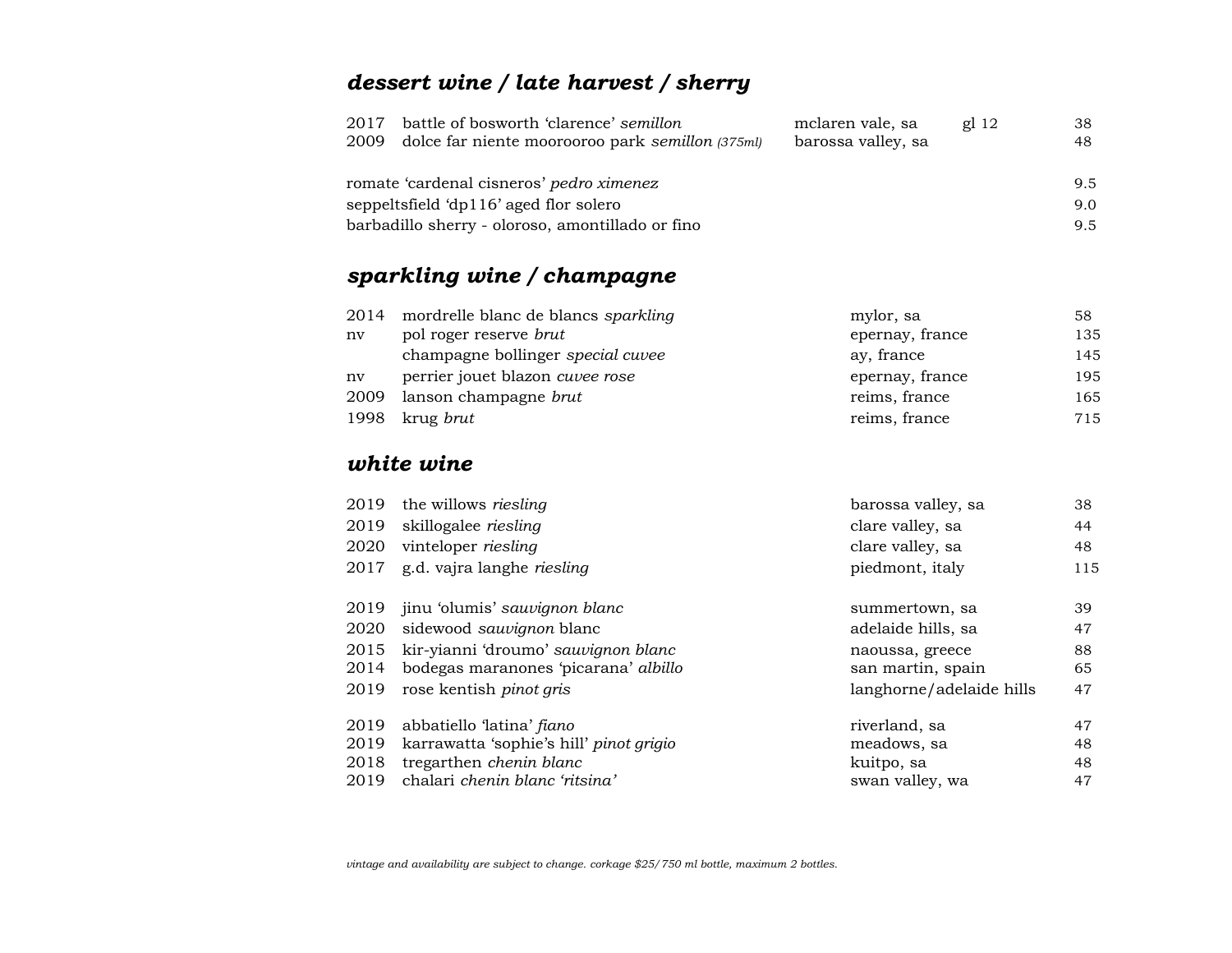## *dessert wine / late harvest / sherry*

| | | | | |
|---|---|---|---|---|
| 2017 | battle of bosworth 'clarence' *semillon* | mclaren vale, sa | gl 12 | 38 |
| 2009 | dolce far niente moorooroo park *semillon (375ml)* | barossa valley, sa | | 48 |

| | |
|---|---|
| romate 'cardenal cisneros' *pedro ximenez* | 9.5 |
| seppeltsfield 'dp116' aged flor solero | 9.0 |
| barbadillo sherry - oloroso, amontillado or fino | 9.5 |

## *sparkling wine / champagne*

| | | | |
|---|---|---|---|
| 2014 | mordrelle blanc de blancs *sparkling* | mylor, sa | 58 |
| nv | pol roger reserve *brut* | epernay, france | 135 |
| | champagne bollinger *special cuvee* | ay, france | 145 |
| nv | perrier jouet blazon *cuvee rose* | epernay, france | 195 |
| 2009 | lanson champagne *brut* | reims, france | 165 |
| 1998 | krug *brut* | reims, france | 715 |

## *white wine*

| | | | |
|---|---|---|---|
| 2019 | the willows *riesling* | barossa valley, sa | 38 |
| 2019 | skillogalee *riesling* | clare valley, sa | 44 |
| 2020 | vinteloper *riesling* | clare valley, sa | 48 |
| 2017 | g.d. vajra langhe *riesling* | piedmont, italy | 115 |
| | | | |
| 2019 | jinu 'olumis' *sauvignon blanc* | summertown, sa | 39 |
| 2020 | sidewood *sauvignon* blanc | adelaide hills, sa | 47 |
| 2015 | kir-yianni 'droumo' *sauvignon blanc* | naoussa, greece | 88 |
| 2014 | bodegas maranones 'picarana' *albillo* | san martin, spain | 65 |
| 2019 | rose kentish *pinot gris* | langhorne/adelaide hills | 47 |
| | | | |
| 2019 | abbatiello 'latina' *fiano* | riverland, sa | 47 |
| 2019 | karrawatta 'sophie's hill' *pinot grigio* | meadows, sa | 48 |
| 2018 | tregarthen *chenin blanc* | kuitpo, sa | 48 |
| 2019 | chalari *chenin blanc 'ritsina'* | swan valley, wa | 47 |

*vintage and availability are subject to change. corkage $25/ 750 ml bottle, maximum 2 bottles.*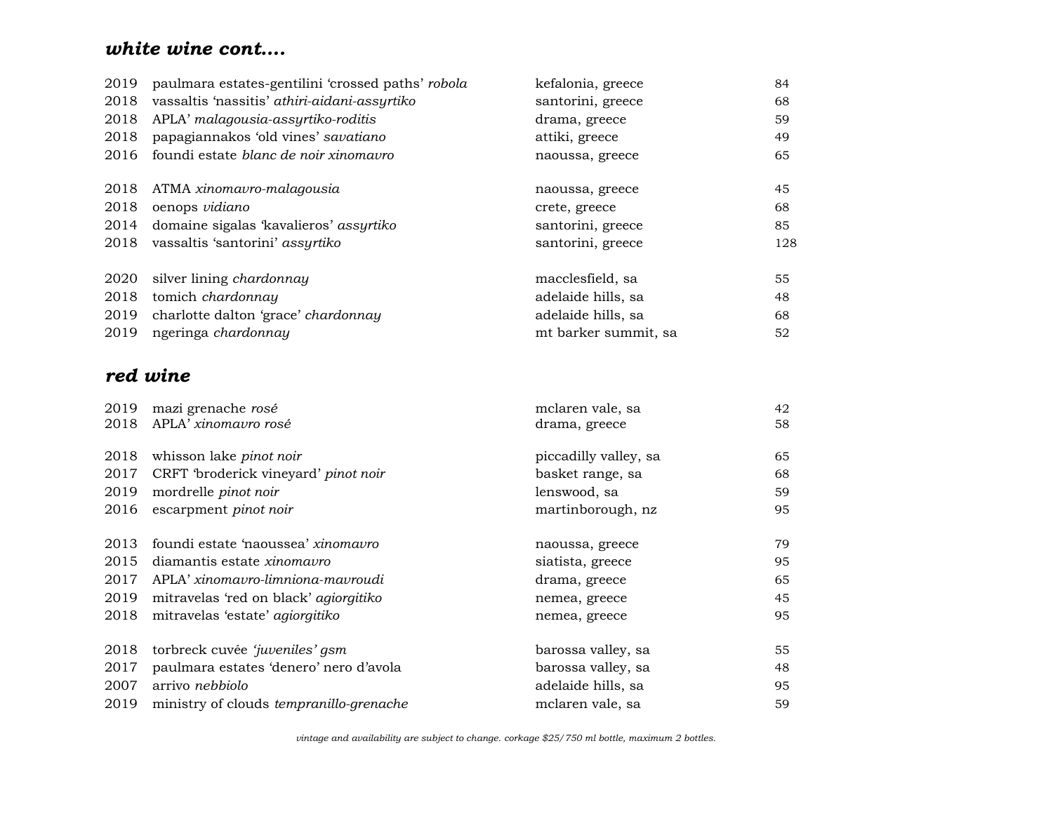## *white wine cont….*

| | | | |
|---|---|---|---|
| 2019 | paulmara estates-gentilini 'crossed paths' *robola* | kefalonia, greece | 84 |
| 2018 | vassaltis 'nassitis' *athiri-aidani-assyrtiko* | santorini, greece | 68 |
| 2018 | APLA' *malagousia-assyrtiko-roditis* | drama, greece | 59 |
| 2018 | papagiannakos 'old vines' *savatiano* | attiki, greece | 49 |
| 2016 | foundi estate *blanc de noir xinomavro* | naoussa, greece | 65 |
| | | | |
| 2018 | ATMA *xinomavro-malagousia* | naoussa, greece | 45 |
| 2018 | oenops *vidiano* | crete, greece | 68 |
| 2014 | domaine sigalas 'kavalieros' *assyrtiko* | santorini, greece | 85 |
| 2018 | vassaltis 'santorini' *assyrtiko* | santorini, greece | 128 |
| | | | |
| 2020 | silver lining *chardonnay* | macclesfield, sa | 55 |
| 2018 | tomich *chardonnay* | adelaide hills, sa | 48 |
| 2019 | charlotte dalton 'grace' *chardonnay* | adelaide hills, sa | 68 |
| 2019 | ngeringa *chardonnay* | mt barker summit, sa | 52 |

## *red wine*

| | | | |
|---|---|---|---|
| 2019 | mazi grenache *rosé* | mclaren vale, sa | 42 |
| 2018 | APLA' *xinomavro rosé* | drama, greece | 58 |
| | | | |
| 2018 | whisson lake *pinot noir* | piccadilly valley, sa | 65 |
| 2017 | CRFT 'broderick vineyard' *pinot noir* | basket range, sa | 68 |
| 2019 | mordrelle *pinot noir* | lenswood, sa | 59 |
| 2016 | escarpment *pinot noir* | martinborough, nz | 95 |
| | | | |
| 2013 | foundi estate 'naoussea' *xinomavro* | naoussa, greece | 79 |
| 2015 | diamantis estate *xinomavro* | siatista, greece | 95 |
| 2017 | APLA' *xinomavro-limniona-mavroudi* | drama, greece | 65 |
| 2019 | mitravelas 'red on black' *agiorgitiko* | nemea, greece | 45 |
| 2018 | mitravelas 'estate' *agiorgitiko* | nemea, greece | 95 |
| | | | |
| 2018 | torbreck cuvée *'juveniles' gsm* | barossa valley, sa | 55 |
| 2017 | paulmara estates 'denero' nero d'avola | barossa valley, sa | 48 |
| 2007 | arrivo *nebbiolo* | adelaide hills, sa | 95 |
| 2019 | ministry of clouds *tempranillo-grenache* | mclaren vale, sa | 59 |

*vintage and availability are subject to change. corkage $25/ 750 ml bottle, maximum 2 bottles.*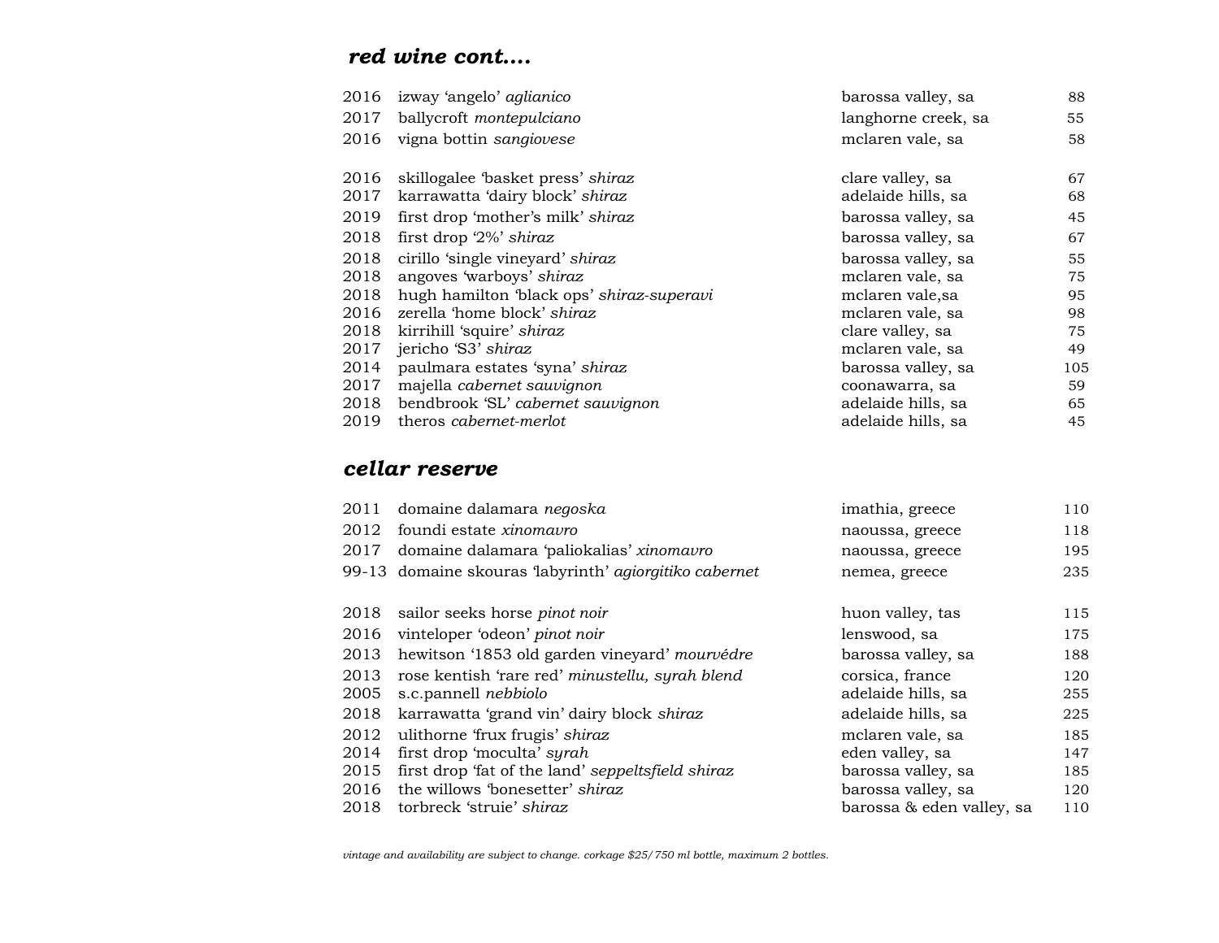## *red wine cont….*

| | | | |
|---|---|---|---|
| 2016 | izway ‘angelo’ *aglianico* | barossa valley, sa | 88 |
| 2017 | ballycroft *montepulciano* | langhorne creek, sa | 55 |
| 2016 | vigna bottin *sangiovese* | mclaren vale, sa | 58 |
| | | | |
| 2016 | skillogalee ‘basket press’ *shiraz* | clare valley, sa | 67 |
| 2017 | karrawatta ‘dairy block’ *shiraz* | adelaide hills, sa | 68 |
| 2019 | first drop ‘mother’s milk’ *shiraz* | barossa valley, sa | 45 |
| 2018 | first drop ‘2%’ *shiraz* | barossa valley, sa | 67 |
| 2018 | cirillo ‘single vineyard’ *shiraz* | barossa valley, sa | 55 |
| 2018 | angoves ‘warboys’ *shiraz* | mclaren vale, sa | 75 |
| 2018 | hugh hamilton ‘black ops’ *shiraz-superavi* | mclaren vale,sa | 95 |
| 2016 | zerella ‘home block’ *shiraz* | mclaren vale, sa | 98 |
| 2018 | kirrihill ‘squire’ *shiraz* | clare valley, sa | 75 |
| 2017 | jericho ‘S3’ *shiraz* | mclaren vale, sa | 49 |
| 2014 | paulmara estates ‘syna’ *shiraz* | barossa valley, sa | 105 |
| 2017 | majella *cabernet sauvignon* | coonawarra, sa | 59 |
| 2018 | bendbrook ‘SL’ *cabernet sauvignon* | adelaide hills, sa | 65 |
| 2019 | theros *cabernet-merlot* | adelaide hills, sa | 45 |

## *cellar reserve*

| | | | |
|---|---|---|---|
| 2011 | domaine dalamara *negoska* | imathia, greece | 110 |
| 2012 | foundi estate *xinomavro* | naoussa, greece | 118 |
| 2017 | domaine dalamara ‘paliokalias’ *xinomavro* | naoussa, greece | 195 |
| 99-13 | domaine skouras ‘labyrinth’ *agiorgitiko cabernet* | nemea, greece | 235 |
| | | | |
| 2018 | sailor seeks horse *pinot noir* | huon valley, tas | 115 |
| 2016 | vinteloper ‘odeon’ *pinot noir* | lenswood, sa | 175 |
| 2013 | hewitson ‘1853 old garden vineyard’ *mourvédre* | barossa valley, sa | 188 |
| 2013 | rose kentish ‘rare red’ *minustellu, syrah blend* | corsica, france | 120 |
| 2005 | s.c.pannell *nebbiolo* | adelaide hills, sa | 255 |
| 2018 | karrawatta ‘grand vin’ dairy block *shiraz* | adelaide hills, sa | 225 |
| 2012 | ulithorne ‘frux frugis’ *shiraz* | mclaren vale, sa | 185 |
| 2014 | first drop ‘moculta’ *syrah* | eden valley, sa | 147 |
| 2015 | first drop ‘fat of the land’ *seppeltsfield shiraz* | barossa valley, sa | 185 |
| 2016 | the willows ‘bonesetter’ *shiraz* | barossa valley, sa | 120 |
| 2018 | torbreck ‘struie’ *shiraz* | barossa & eden valley, sa | 110 |

*vintage and availability are subject to change. corkage $25/ 750 ml bottle, maximum 2 bottles.*